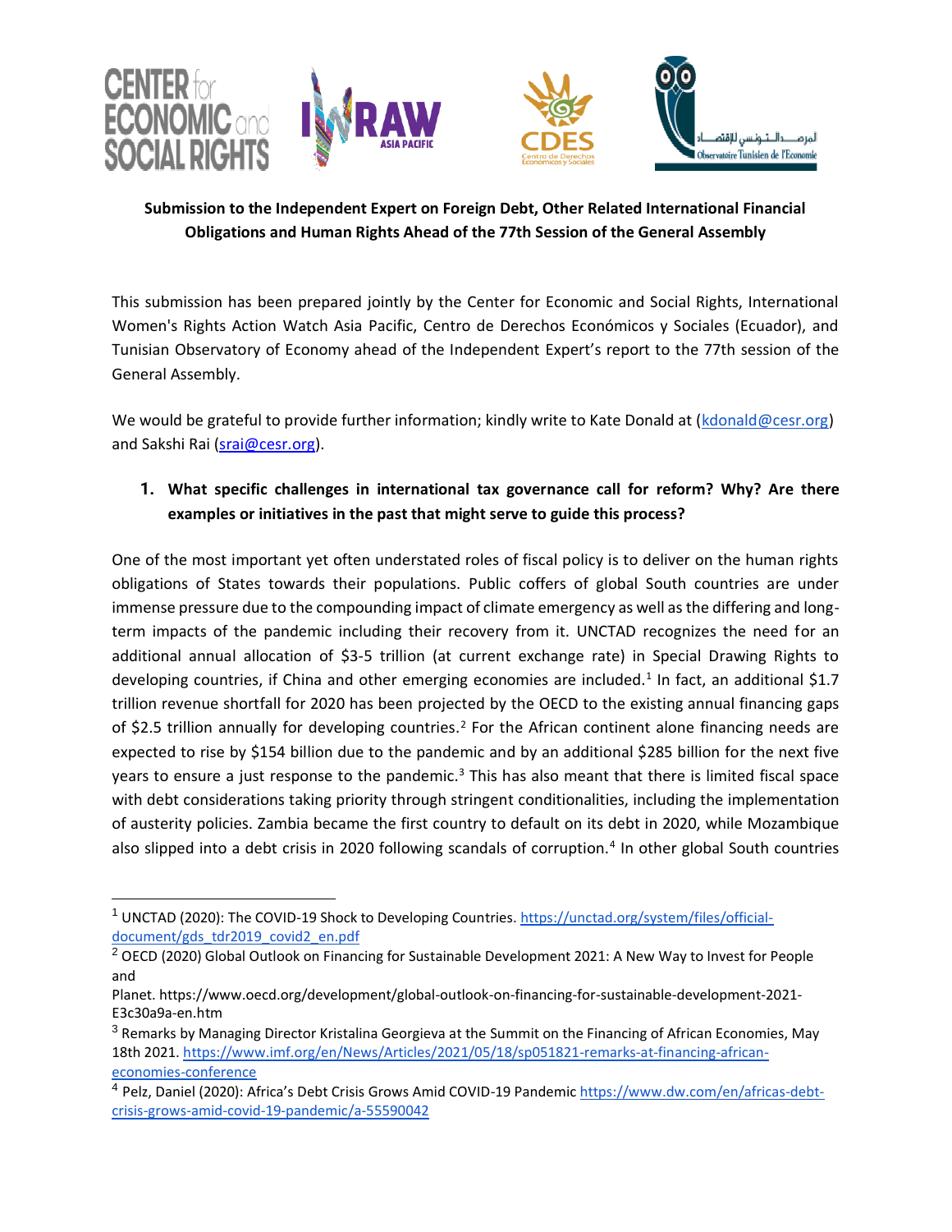**Submission to the Independent Expert on Foreign Debt, Other Related International Financial Obligations and Human Rights Ahead of the 77th Session of the General Assembly**

This submission has been prepared jointly by the Center for Economic and Social Rights, International Women's Rights Action Watch Asia Pacific, Centro de Derechos Económicos y Sociales (Ecuador), and Tunisian Observatory of Economy ahead of the Independent Expert's report to the 77th session of the General Assembly.

We would be grateful to provide further information; kindly write to Kate Donald at (kdonald@cesr.org) and Sakshi Rai (srai@cesr.org).

1. **What specific challenges in international tax governance call for reform? Why? Are there examples or initiatives in the past that might serve to guide this process?**

One of the most important yet often understated roles of fiscal policy is to deliver on the human rights obligations of States towards their populations. Public coffers of global South countries are under immense pressure due to the compounding impact of climate emergency as well as the differing and long-term impacts of the pandemic including their recovery from it. UNCTAD recognizes the need for an additional annual allocation of $3-5 trillion (at current exchange rate) in Special Drawing Rights to developing countries, if China and other emerging economies are included.[1] In fact, an additional $1.7 trillion revenue shortfall for 2020 has been projected by the OECD to the existing annual financing gaps of $2.5 trillion annually for developing countries.[2] For the African continent alone financing needs are expected to rise by $154 billion due to the pandemic and by an additional $285 billion for the next five years to ensure a just response to the pandemic.[3] This has also meant that there is limited fiscal space with debt considerations taking priority through stringent conditionalities, including the implementation of austerity policies. Zambia became the first country to default on its debt in 2020, while Mozambique also slipped into a debt crisis in 2020 following scandals of corruption.[4] In other global South countries

---

[1] UNCTAD (2020): The COVID-19 Shock to Developing Countries. https://unctad.org/system/files/official-document/gds_tdr2019_covid2_en.pdf

[2] OECD (2020) Global Outlook on Financing for Sustainable Development 2021: A New Way to Invest for People and Planet. https://www.oecd.org/development/global-outlook-on-financing-for-sustainable-development-2021-E3c30a9a-en.htm

[3] Remarks by Managing Director Kristalina Georgieva at the Summit on the Financing of African Economies, May 18th 2021. https://www.imf.org/en/News/Articles/2021/05/18/sp051821-remarks-at-financing-african-economies-conference

[4] Pelz, Daniel (2020): Africa's Debt Crisis Grows Amid COVID-19 Pandemic https://www.dw.com/en/africas-debt-crisis-grows-amid-covid-19-pandemic/a-55590042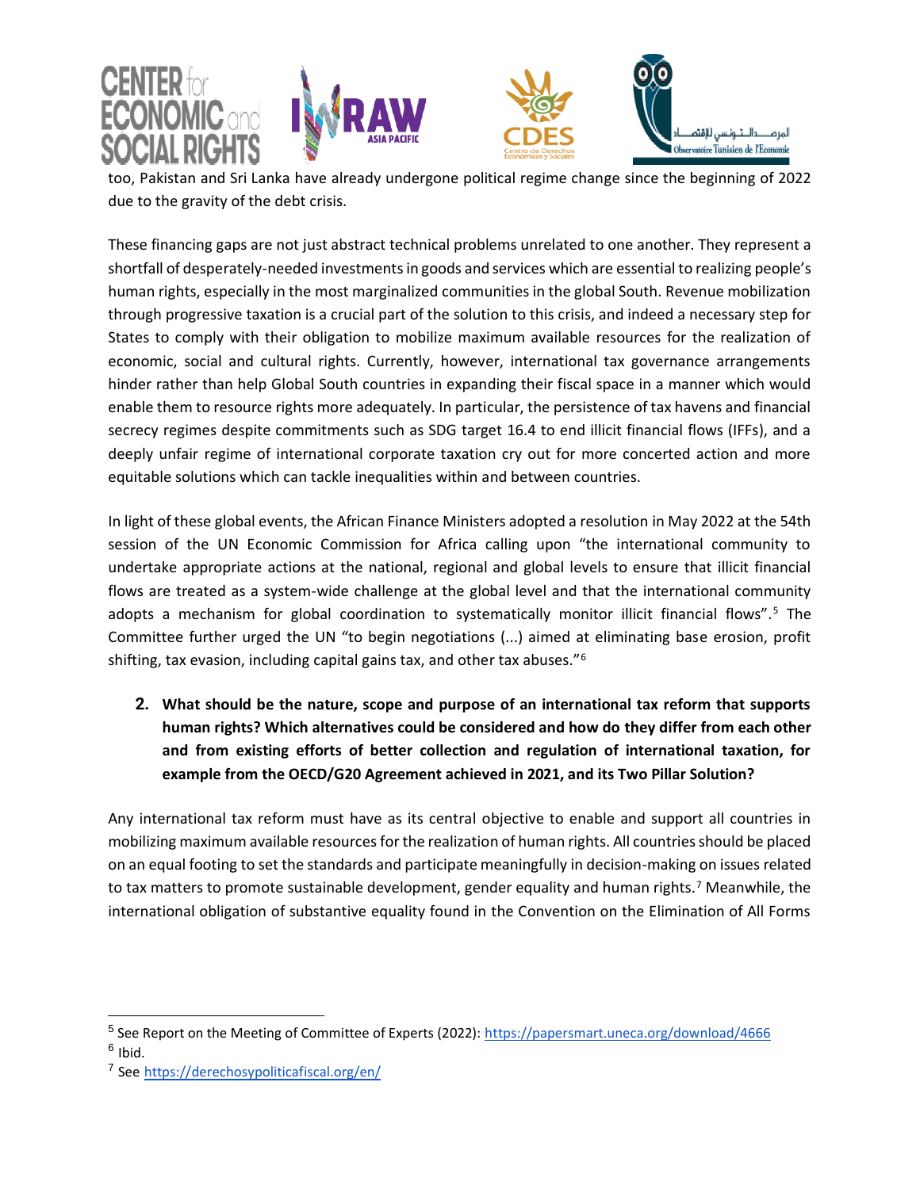too, Pakistan and Sri Lanka have already undergone political regime change since the beginning of 2022 due to the gravity of the debt crisis.

These financing gaps are not just abstract technical problems unrelated to one another. They represent a shortfall of desperately-needed investments in goods and services which are essential to realizing people's human rights, especially in the most marginalized communities in the global South. Revenue mobilization through progressive taxation is a crucial part of the solution to this crisis, and indeed a necessary step for States to comply with their obligation to mobilize maximum available resources for the realization of economic, social and cultural rights. Currently, however, international tax governance arrangements hinder rather than help Global South countries in expanding their fiscal space in a manner which would enable them to resource rights more adequately. In particular, the persistence of tax havens and financial secrecy regimes despite commitments such as SDG target 16.4 to end illicit financial flows (IFFs), and a deeply unfair regime of international corporate taxation cry out for more concerted action and more equitable solutions which can tackle inequalities within and between countries.

In light of these global events, the African Finance Ministers adopted a resolution in May 2022 at the 54th session of the UN Economic Commission for Africa calling upon "the international community to undertake appropriate actions at the national, regional and global levels to ensure that illicit financial flows are treated as a system-wide challenge at the global level and that the international community adopts a mechanism for global coordination to systematically monitor illicit financial flows".[5] The Committee further urged the UN "to begin negotiations (...) aimed at eliminating base erosion, profit shifting, tax evasion, including capital gains tax, and other tax abuses."[6]

2. **What should be the nature, scope and purpose of an international tax reform that supports human rights? Which alternatives could be considered and how do they differ from each other and from existing efforts of better collection and regulation of international taxation, for example from the OECD/G20 Agreement achieved in 2021, and its Two Pillar Solution?**

Any international tax reform must have as its central objective to enable and support all countries in mobilizing maximum available resources for the realization of human rights. All countries should be placed on an equal footing to set the standards and participate meaningfully in decision-making on issues related to tax matters to promote sustainable development, gender equality and human rights.[7] Meanwhile, the international obligation of substantive equality found in the Convention on the Elimination of All Forms

---

[5] See Report on the Meeting of Committee of Experts (2022): https://papersmart.uneca.org/download/4666

[6] Ibid.

[7] See https://derechosypoliticafiscal.org/en/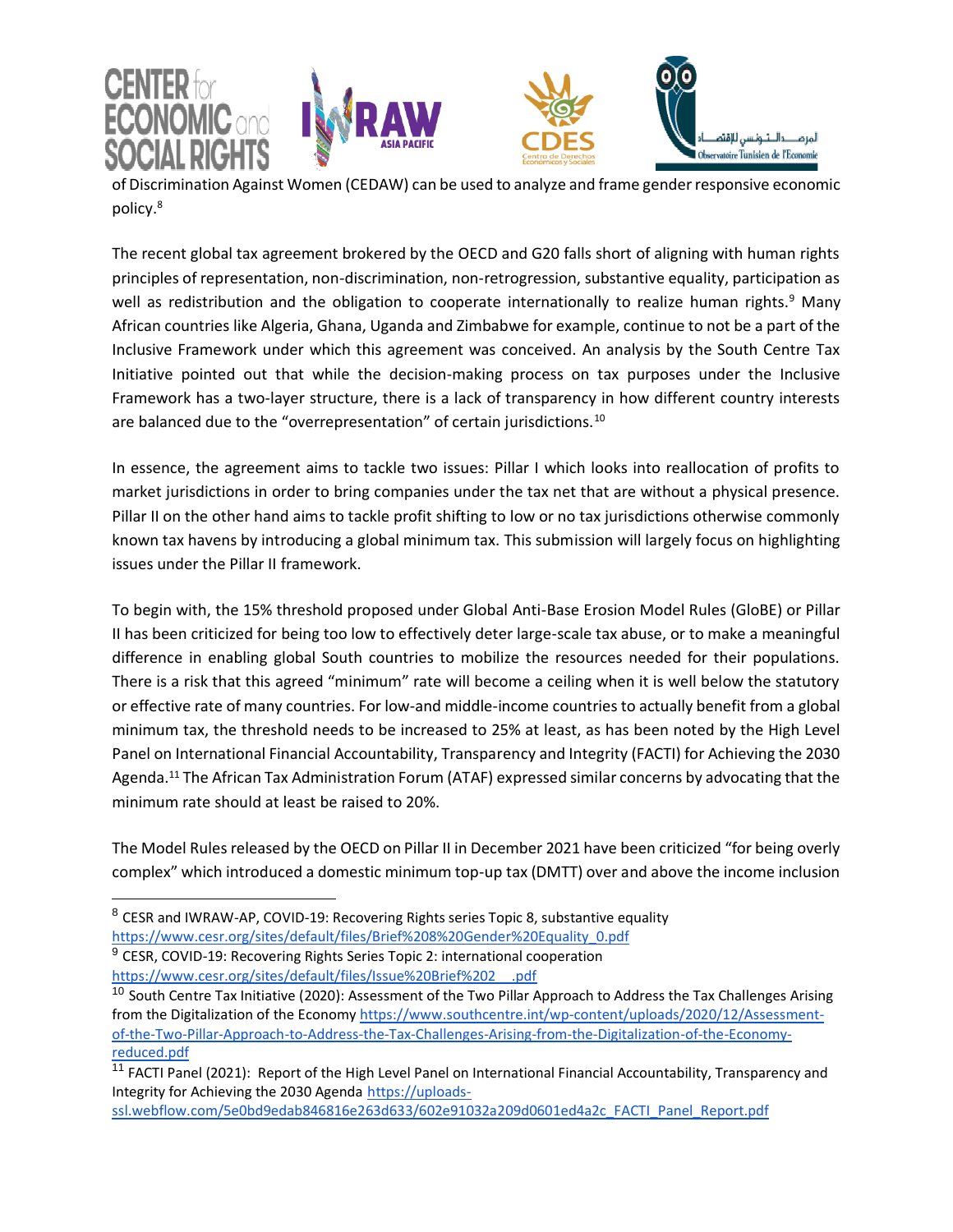of Discrimination Against Women (CEDAW) can be used to analyze and frame gender responsive economic policy.[8]

The recent global tax agreement brokered by the OECD and G20 falls short of aligning with human rights principles of representation, non-discrimination, non-retrogression, substantive equality, participation as well as redistribution and the obligation to cooperate internationally to realize human rights.[9] Many African countries like Algeria, Ghana, Uganda and Zimbabwe for example, continue to not be a part of the Inclusive Framework under which this agreement was conceived. An analysis by the South Centre Tax Initiative pointed out that while the decision-making process on tax purposes under the Inclusive Framework has a two-layer structure, there is a lack of transparency in how different country interests are balanced due to the "overrepresentation" of certain jurisdictions.[10]

In essence, the agreement aims to tackle two issues: Pillar I which looks into reallocation of profits to market jurisdictions in order to bring companies under the tax net that are without a physical presence. Pillar II on the other hand aims to tackle profit shifting to low or no tax jurisdictions otherwise commonly known tax havens by introducing a global minimum tax. This submission will largely focus on highlighting issues under the Pillar II framework.

To begin with, the 15% threshold proposed under Global Anti-Base Erosion Model Rules (GloBE) or Pillar II has been criticized for being too low to effectively deter large-scale tax abuse, or to make a meaningful difference in enabling global South countries to mobilize the resources needed for their populations. There is a risk that this agreed "minimum" rate will become a ceiling when it is well below the statutory or effective rate of many countries. For low-and middle-income countries to actually benefit from a global minimum tax, the threshold needs to be increased to 25% at least, as has been noted by the High Level Panel on International Financial Accountability, Transparency and Integrity (FACTI) for Achieving the 2030 Agenda.[11] The African Tax Administration Forum (ATAF) expressed similar concerns by advocating that the minimum rate should at least be raised to 20%.

The Model Rules released by the OECD on Pillar II in December 2021 have been criticized "for being overly complex" which introduced a domestic minimum top-up tax (DMTT) over and above the income inclusion

---

[8] CESR and IWRAW-AP, COVID-19: Recovering Rights series Topic 8, substantive equality https://www.cesr.org/sites/default/files/Brief%208%20Gender%20Equality_0.pdf

[9] CESR, COVID-19: Recovering Rights Series Topic 2: international cooperation https://www.cesr.org/sites/default/files/Issue%20Brief%202__.pdf

[10] South Centre Tax Initiative (2020): Assessment of the Two Pillar Approach to Address the Tax Challenges Arising from the Digitalization of the Economy https://www.southcentre.int/wp-content/uploads/2020/12/Assessment-of-the-Two-Pillar-Approach-to-Address-the-Tax-Challenges-Arising-from-the-Digitalization-of-the-Economy-reduced.pdf

[11] FACTI Panel (2021): Report of the High Level Panel on International Financial Accountability, Transparency and Integrity for Achieving the 2030 Agenda https://uploads-ssl.webflow.com/5e0bd9edab846816e263d633/602e91032a209d0601ed4a2c_FACTI_Panel_Report.pdf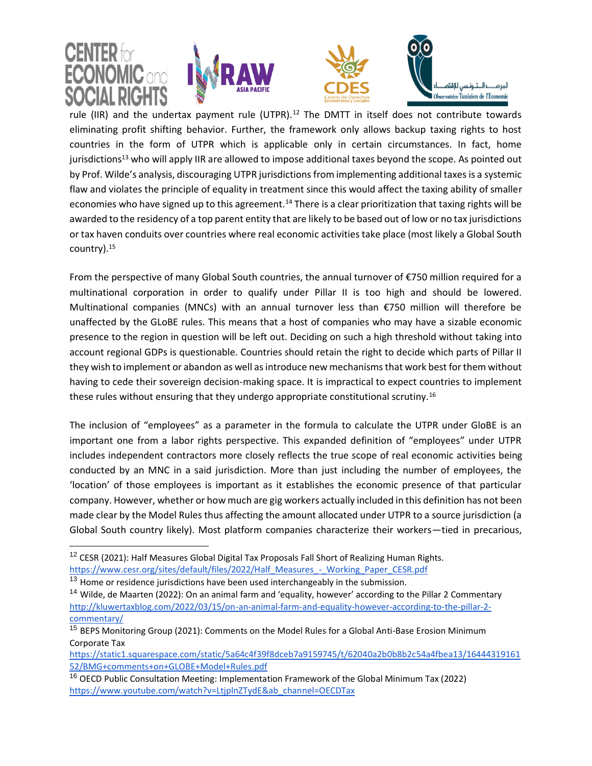rule (IIR) and the undertax payment rule (UTPR).[12] The DMTT in itself does not contribute towards eliminating profit shifting behavior. Further, the framework only allows backup taxing rights to host countries in the form of UTPR which is applicable only in certain circumstances. In fact, home jurisdictions[13] who will apply IIR are allowed to impose additional taxes beyond the scope. As pointed out by Prof. Wilde's analysis, discouraging UTPR jurisdictions from implementing additional taxes is a systemic flaw and violates the principle of equality in treatment since this would affect the taxing ability of smaller economies who have signed up to this agreement.[14] There is a clear prioritization that taxing rights will be awarded to the residency of a top parent entity that are likely to be based out of low or no tax jurisdictions or tax haven conduits over countries where real economic activities take place (most likely a Global South country).[15]

From the perspective of many Global South countries, the annual turnover of €750 million required for a multinational corporation in order to qualify under Pillar II is too high and should be lowered. Multinational companies (MNCs) with an annual turnover less than €750 million will therefore be unaffected by the GLoBE rules. This means that a host of companies who may have a sizable economic presence to the region in question will be left out. Deciding on such a high threshold without taking into account regional GDPs is questionable. Countries should retain the right to decide which parts of Pillar II they wish to implement or abandon as well as introduce new mechanisms that work best for them without having to cede their sovereign decision-making space. It is impractical to expect countries to implement these rules without ensuring that they undergo appropriate constitutional scrutiny.[16]

The inclusion of "employees" as a parameter in the formula to calculate the UTPR under GloBE is an important one from a labor rights perspective. This expanded definition of "employees" under UTPR includes independent contractors more closely reflects the true scope of real economic activities being conducted by an MNC in a said jurisdiction. More than just including the number of employees, the 'location' of those employees is important as it establishes the economic presence of that particular company. However, whether or how much are gig workers actually included in this definition has not been made clear by the Model Rules thus affecting the amount allocated under UTPR to a source jurisdiction (a Global South country likely). Most platform companies characterize their workers—tied in precarious,

---

[12] CESR (2021): Half Measures Global Digital Tax Proposals Fall Short of Realizing Human Rights. https://www.cesr.org/sites/default/files/2022/Half_Measures_-_Working_Paper_CESR.pdf

[13] Home or residence jurisdictions have been used interchangeably in the submission.

[14] Wilde, de Maarten (2022): On an animal farm and 'equality, however' according to the Pillar 2 Commentary http://kluwertaxblog.com/2022/03/15/on-an-animal-farm-and-equality-however-according-to-the-pillar-2-commentary/

[15] BEPS Monitoring Group (2021): Comments on the Model Rules for a Global Anti-Base Erosion Minimum Corporate Tax https://static1.squarespace.com/static/5a64c4f39f8dceb7a9159745/t/62040a2b0b8b2c54a4fbea13/1644431916152/BMG+comments+on+GLOBE+Model+Rules.pdf

[16] OECD Public Consultation Meeting: Implementation Framework of the Global Minimum Tax (2022) https://www.youtube.com/watch?v=LtjplnZTydE&ab_channel=OECDTax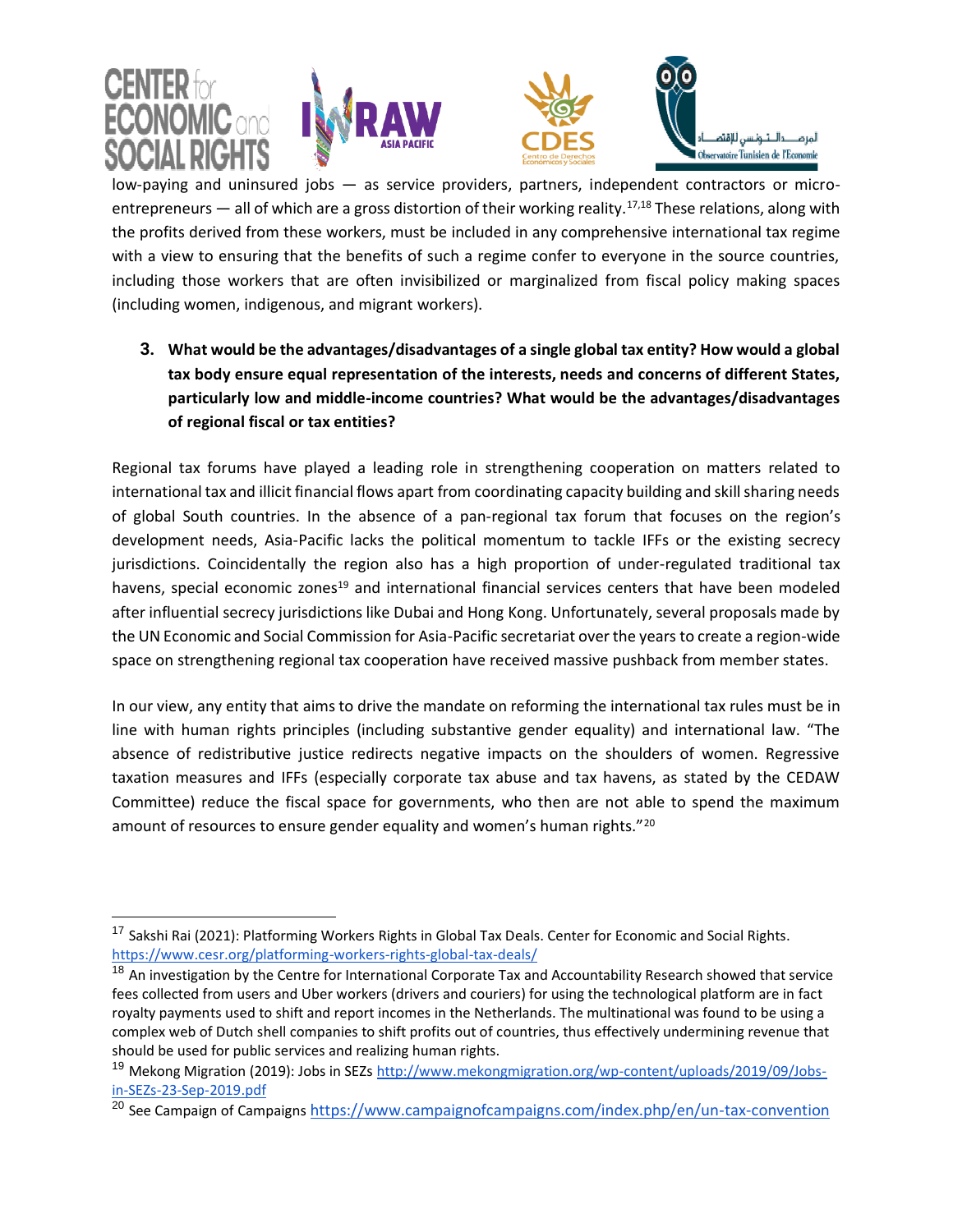low-paying and uninsured jobs — as service providers, partners, independent contractors or micro-entrepreneurs — all of which are a gross distortion of their working reality.[17,18] These relations, along with the profits derived from these workers, must be included in any comprehensive international tax regime with a view to ensuring that the benefits of such a regime confer to everyone in the source countries, including those workers that are often invisibilized or marginalized from fiscal policy making spaces (including women, indigenous, and migrant workers).

3. **What would be the advantages/disadvantages of a single global tax entity? How would a global tax body ensure equal representation of the interests, needs and concerns of different States, particularly low and middle-income countries? What would be the advantages/disadvantages of regional fiscal or tax entities?**

Regional tax forums have played a leading role in strengthening cooperation on matters related to international tax and illicit financial flows apart from coordinating capacity building and skill sharing needs of global South countries. In the absence of a pan-regional tax forum that focuses on the region's development needs, Asia-Pacific lacks the political momentum to tackle IFFs or the existing secrecy jurisdictions. Coincidentally the region also has a high proportion of under-regulated traditional tax havens, special economic zones[19] and international financial services centers that have been modeled after influential secrecy jurisdictions like Dubai and Hong Kong. Unfortunately, several proposals made by the UN Economic and Social Commission for Asia-Pacific secretariat over the years to create a region-wide space on strengthening regional tax cooperation have received massive pushback from member states.

In our view, any entity that aims to drive the mandate on reforming the international tax rules must be in line with human rights principles (including substantive gender equality) and international law. "The absence of redistributive justice redirects negative impacts on the shoulders of women. Regressive taxation measures and IFFs (especially corporate tax abuse and tax havens, as stated by the CEDAW Committee) reduce the fiscal space for governments, who then are not able to spend the maximum amount of resources to ensure gender equality and women's human rights."[20]

---

[17] Sakshi Rai (2021): Platforming Workers Rights in Global Tax Deals. Center for Economic and Social Rights. https://www.cesr.org/platforming-workers-rights-global-tax-deals/

[18] An investigation by the Centre for International Corporate Tax and Accountability Research showed that service fees collected from users and Uber workers (drivers and couriers) for using the technological platform are in fact royalty payments used to shift and report incomes in the Netherlands. The multinational was found to be using a complex web of Dutch shell companies to shift profits out of countries, thus effectively undermining revenue that should be used for public services and realizing human rights.

[19] Mekong Migration (2019): Jobs in SEZs http://www.mekongmigration.org/wp-content/uploads/2019/09/Jobs-in-SEZs-23-Sep-2019.pdf

[20] See Campaign of Campaigns https://www.campaignofcampaigns.com/index.php/en/un-tax-convention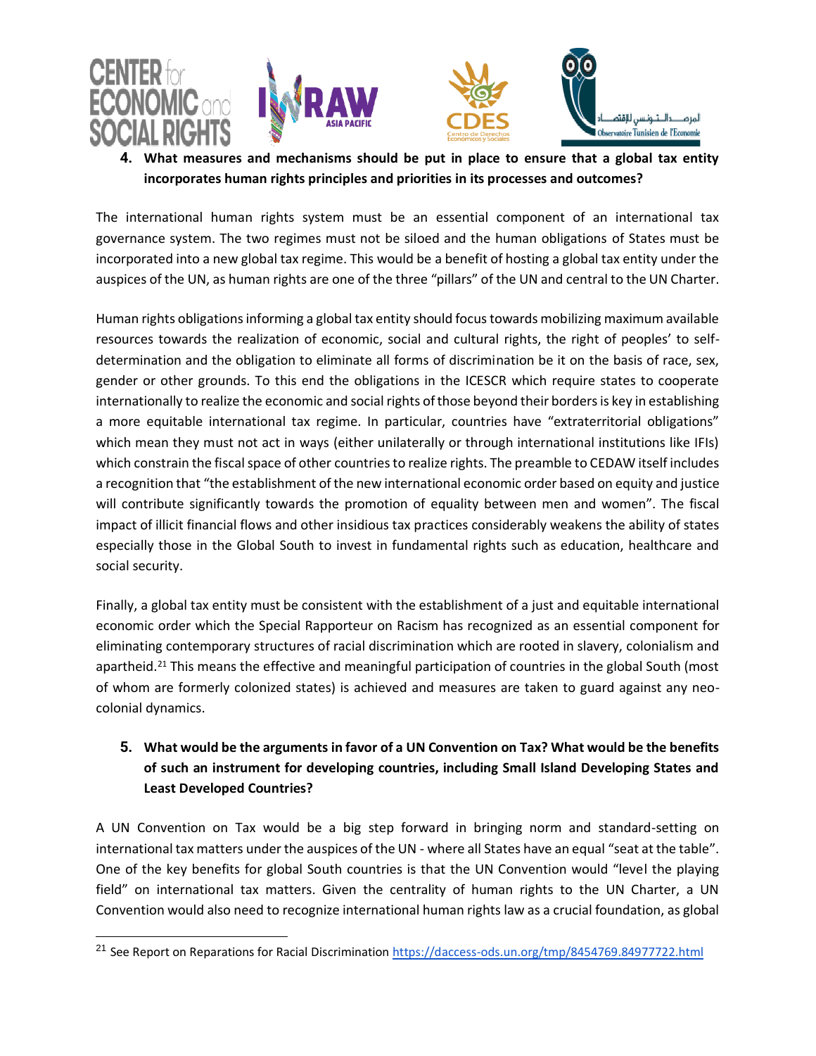4. **What measures and mechanisms should be put in place to ensure that a global tax entity incorporates human rights principles and priorities in its processes and outcomes?**

The international human rights system must be an essential component of an international tax governance system. The two regimes must not be siloed and the human obligations of States must be incorporated into a new global tax regime. This would be a benefit of hosting a global tax entity under the auspices of the UN, as human rights are one of the three "pillars" of the UN and central to the UN Charter.

Human rights obligations informing a global tax entity should focus towards mobilizing maximum available resources towards the realization of economic, social and cultural rights, the right of peoples' to self-determination and the obligation to eliminate all forms of discrimination be it on the basis of race, sex, gender or other grounds. To this end the obligations in the ICESCR which require states to cooperate internationally to realize the economic and social rights of those beyond their borders is key in establishing a more equitable international tax regime. In particular, countries have "extraterritorial obligations" which mean they must not act in ways (either unilaterally or through international institutions like IFIs) which constrain the fiscal space of other countries to realize rights. The preamble to CEDAW itself includes a recognition that "the establishment of the new international economic order based on equity and justice will contribute significantly towards the promotion of equality between men and women". The fiscal impact of illicit financial flows and other insidious tax practices considerably weakens the ability of states especially those in the Global South to invest in fundamental rights such as education, healthcare and social security.

Finally, a global tax entity must be consistent with the establishment of a just and equitable international economic order which the Special Rapporteur on Racism has recognized as an essential component for eliminating contemporary structures of racial discrimination which are rooted in slavery, colonialism and apartheid.[21] This means the effective and meaningful participation of countries in the global South (most of whom are formerly colonized states) is achieved and measures are taken to guard against any neo-colonial dynamics.

5. **What would be the arguments in favor of a UN Convention on Tax? What would be the benefits of such an instrument for developing countries, including Small Island Developing States and Least Developed Countries?**

A UN Convention on Tax would be a big step forward in bringing norm and standard-setting on international tax matters under the auspices of the UN - where all States have an equal "seat at the table". One of the key benefits for global South countries is that the UN Convention would "level the playing field" on international tax matters. Given the centrality of human rights to the UN Charter, a UN Convention would also need to recognize international human rights law as a crucial foundation, as global

[21] See Report on Reparations for Racial Discrimination https://daccess-ods.un.org/tmp/8454769.84977722.html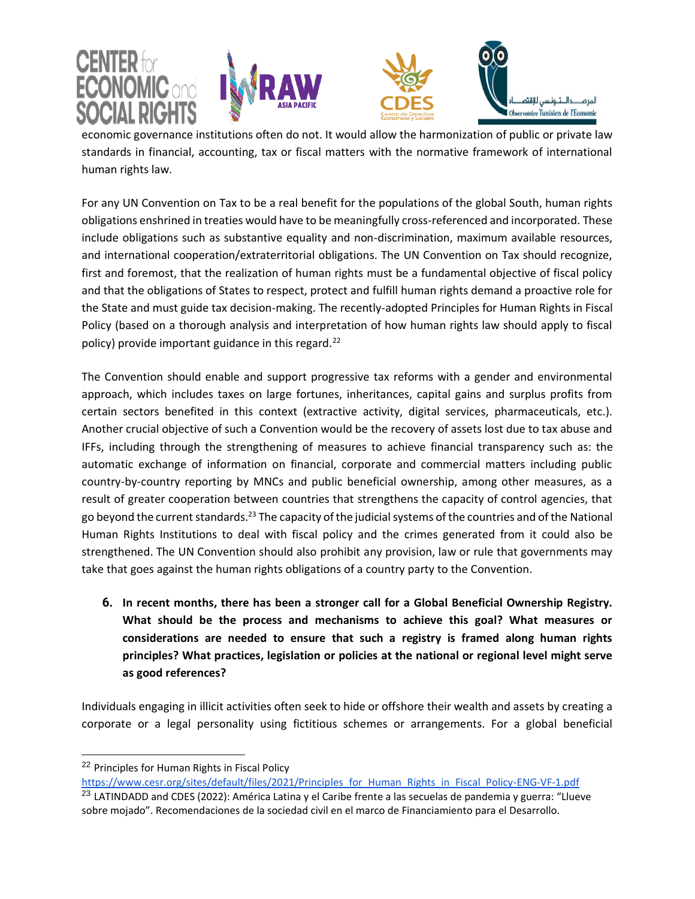economic governance institutions often do not. It would allow the harmonization of public or private law standards in financial, accounting, tax or fiscal matters with the normative framework of international human rights law.

For any UN Convention on Tax to be a real benefit for the populations of the global South, human rights obligations enshrined in treaties would have to be meaningfully cross-referenced and incorporated. These include obligations such as substantive equality and non-discrimination, maximum available resources, and international cooperation/extraterritorial obligations. The UN Convention on Tax should recognize, first and foremost, that the realization of human rights must be a fundamental objective of fiscal policy and that the obligations of States to respect, protect and fulfill human rights demand a proactive role for the State and must guide tax decision-making. The recently-adopted Principles for Human Rights in Fiscal Policy (based on a thorough analysis and interpretation of how human rights law should apply to fiscal policy) provide important guidance in this regard.[22]

The Convention should enable and support progressive tax reforms with a gender and environmental approach, which includes taxes on large fortunes, inheritances, capital gains and surplus profits from certain sectors benefited in this context (extractive activity, digital services, pharmaceuticals, etc.). Another crucial objective of such a Convention would be the recovery of assets lost due to tax abuse and IFFs, including through the strengthening of measures to achieve financial transparency such as: the automatic exchange of information on financial, corporate and commercial matters including public country-by-country reporting by MNCs and public beneficial ownership, among other measures, as a result of greater cooperation between countries that strengthens the capacity of control agencies, that go beyond the current standards.[23] The capacity of the judicial systems of the countries and of the National Human Rights Institutions to deal with fiscal policy and the crimes generated from it could also be strengthened. The UN Convention should also prohibit any provision, law or rule that governments may take that goes against the human rights obligations of a country party to the Convention.

6. **In recent months, there has been a stronger call for a Global Beneficial Ownership Registry. What should be the process and mechanisms to achieve this goal? What measures or considerations are needed to ensure that such a registry is framed along human rights principles? What practices, legislation or policies at the national or regional level might serve as good references?**

Individuals engaging in illicit activities often seek to hide or offshore their wealth and assets by creating a corporate or a legal personality using fictitious schemes or arrangements. For a global beneficial

---

[22] Principles for Human Rights in Fiscal Policy https://www.cesr.org/sites/default/files/2021/Principles_for_Human_Rights_in_Fiscal_Policy-ENG-VF-1.pdf

[23] LATINDADD and CDES (2022): América Latina y el Caribe frente a las secuelas de pandemia y guerra: "Llueve sobre mojado". Recomendaciones de la sociedad civil en el marco de Financiamiento para el Desarrollo.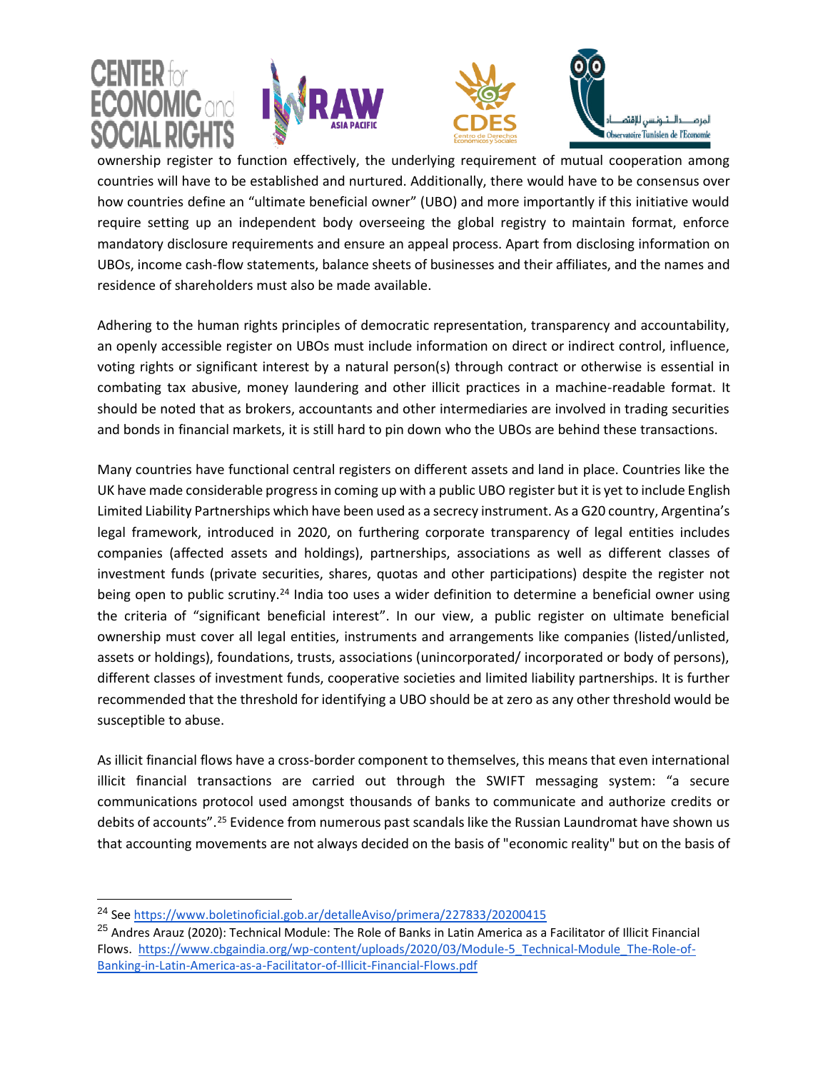ownership register to function effectively, the underlying requirement of mutual cooperation among countries will have to be established and nurtured. Additionally, there would have to be consensus over how countries define an "ultimate beneficial owner" (UBO) and more importantly if this initiative would require setting up an independent body overseeing the global registry to maintain format, enforce mandatory disclosure requirements and ensure an appeal process. Apart from disclosing information on UBOs, income cash-flow statements, balance sheets of businesses and their affiliates, and the names and residence of shareholders must also be made available.

Adhering to the human rights principles of democratic representation, transparency and accountability, an openly accessible register on UBOs must include information on direct or indirect control, influence, voting rights or significant interest by a natural person(s) through contract or otherwise is essential in combating tax abusive, money laundering and other illicit practices in a machine-readable format. It should be noted that as brokers, accountants and other intermediaries are involved in trading securities and bonds in financial markets, it is still hard to pin down who the UBOs are behind these transactions.

Many countries have functional central registers on different assets and land in place. Countries like the UK have made considerable progress in coming up with a public UBO register but it is yet to include English Limited Liability Partnerships which have been used as a secrecy instrument. As a G20 country, Argentina's legal framework, introduced in 2020, on furthering corporate transparency of legal entities includes companies (affected assets and holdings), partnerships, associations as well as different classes of investment funds (private securities, shares, quotas and other participations) despite the register not being open to public scrutiny.[24] India too uses a wider definition to determine a beneficial owner using the criteria of "significant beneficial interest". In our view, a public register on ultimate beneficial ownership must cover all legal entities, instruments and arrangements like companies (listed/unlisted, assets or holdings), foundations, trusts, associations (unincorporated/ incorporated or body of persons), different classes of investment funds, cooperative societies and limited liability partnerships. It is further recommended that the threshold for identifying a UBO should be at zero as any other threshold would be susceptible to abuse.

As illicit financial flows have a cross-border component to themselves, this means that even international illicit financial transactions are carried out through the SWIFT messaging system: "a secure communications protocol used amongst thousands of banks to communicate and authorize credits or debits of accounts".[25] Evidence from numerous past scandals like the Russian Laundromat have shown us that accounting movements are not always decided on the basis of "economic reality" but on the basis of

---

[24] See https://www.boletinoficial.gob.ar/detalleAviso/primera/227833/20200415

[25] Andres Arauz (2020): Technical Module: The Role of Banks in Latin America as a Facilitator of Illicit Financial Flows. https://www.cbgaindia.org/wp-content/uploads/2020/03/Module-5_Technical-Module_The-Role-of-Banking-in-Latin-America-as-a-Facilitator-of-Illicit-Financial-Flows.pdf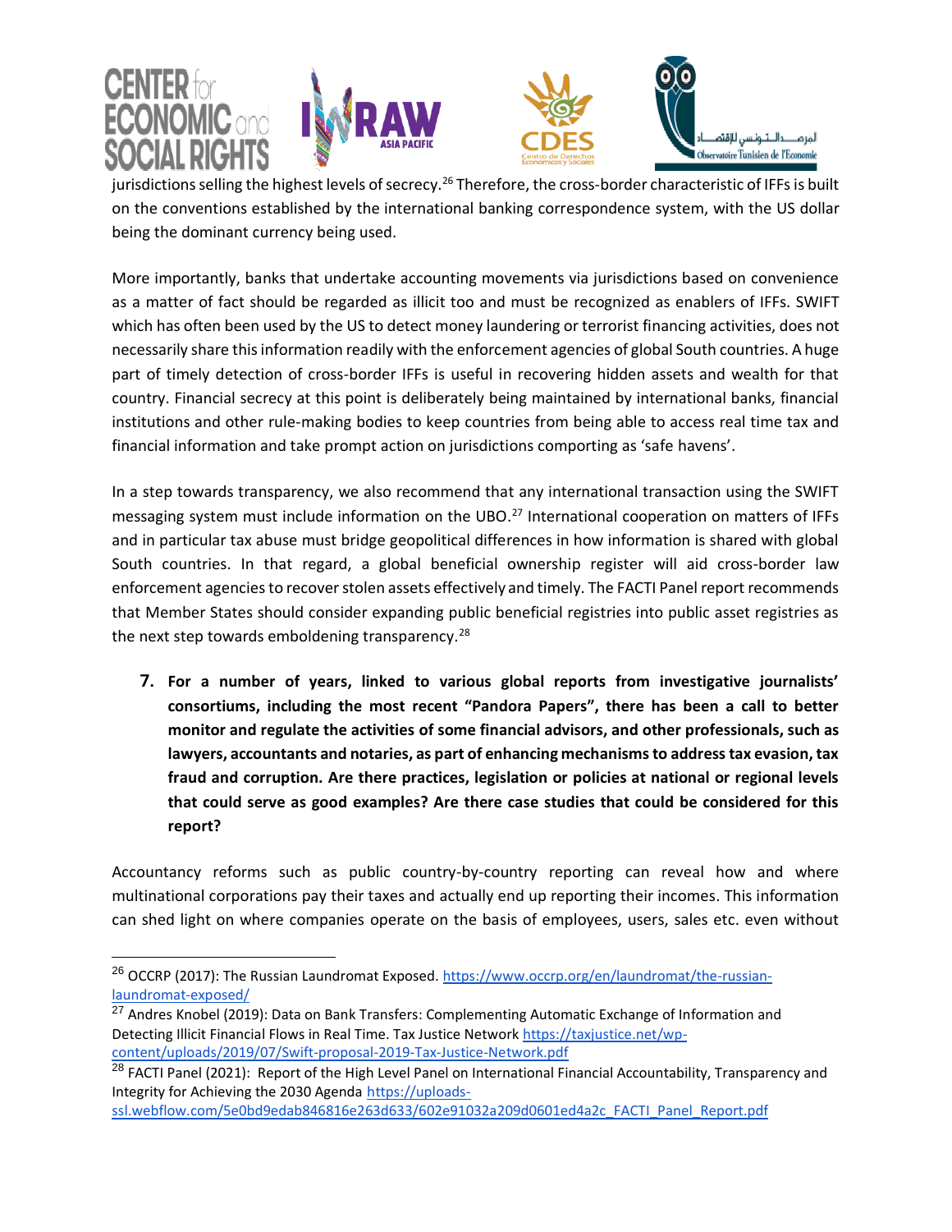jurisdictions selling the highest levels of secrecy.[26] Therefore, the cross-border characteristic of IFFs is built on the conventions established by the international banking correspondence system, with the US dollar being the dominant currency being used.

More importantly, banks that undertake accounting movements via jurisdictions based on convenience as a matter of fact should be regarded as illicit too and must be recognized as enablers of IFFs. SWIFT which has often been used by the US to detect money laundering or terrorist financing activities, does not necessarily share this information readily with the enforcement agencies of global South countries. A huge part of timely detection of cross-border IFFs is useful in recovering hidden assets and wealth for that country. Financial secrecy at this point is deliberately being maintained by international banks, financial institutions and other rule-making bodies to keep countries from being able to access real time tax and financial information and take prompt action on jurisdictions comporting as 'safe havens'.

In a step towards transparency, we also recommend that any international transaction using the SWIFT messaging system must include information on the UBO.[27] International cooperation on matters of IFFs and in particular tax abuse must bridge geopolitical differences in how information is shared with global South countries. In that regard, a global beneficial ownership register will aid cross-border law enforcement agencies to recover stolen assets effectively and timely. The FACTI Panel report recommends that Member States should consider expanding public beneficial registries into public asset registries as the next step towards emboldening transparency.[28]

7. **For a number of years, linked to various global reports from investigative journalists' consortiums, including the most recent "Pandora Papers", there has been a call to better monitor and regulate the activities of some financial advisors, and other professionals, such as lawyers, accountants and notaries, as part of enhancing mechanisms to address tax evasion, tax fraud and corruption. Are there practices, legislation or policies at national or regional levels that could serve as good examples? Are there case studies that could be considered for this report?**

Accountancy reforms such as public country-by-country reporting can reveal how and where multinational corporations pay their taxes and actually end up reporting their incomes. This information can shed light on where companies operate on the basis of employees, users, sales etc. even without

---

[26] OCCRP (2017): The Russian Laundromat Exposed. https://www.occrp.org/en/laundromat/the-russian-laundromat-exposed/

[27] Andres Knobel (2019): Data on Bank Transfers: Complementing Automatic Exchange of Information and Detecting Illicit Financial Flows in Real Time. Tax Justice Network https://taxjustice.net/wp-content/uploads/2019/07/Swift-proposal-2019-Tax-Justice-Network.pdf

[28] FACTI Panel (2021): Report of the High Level Panel on International Financial Accountability, Transparency and Integrity for Achieving the 2030 Agenda https://uploads-ssl.webflow.com/5e0bd9edab846816e263d633/602e91032a209d0601ed4a2c_FACTI_Panel_Report.pdf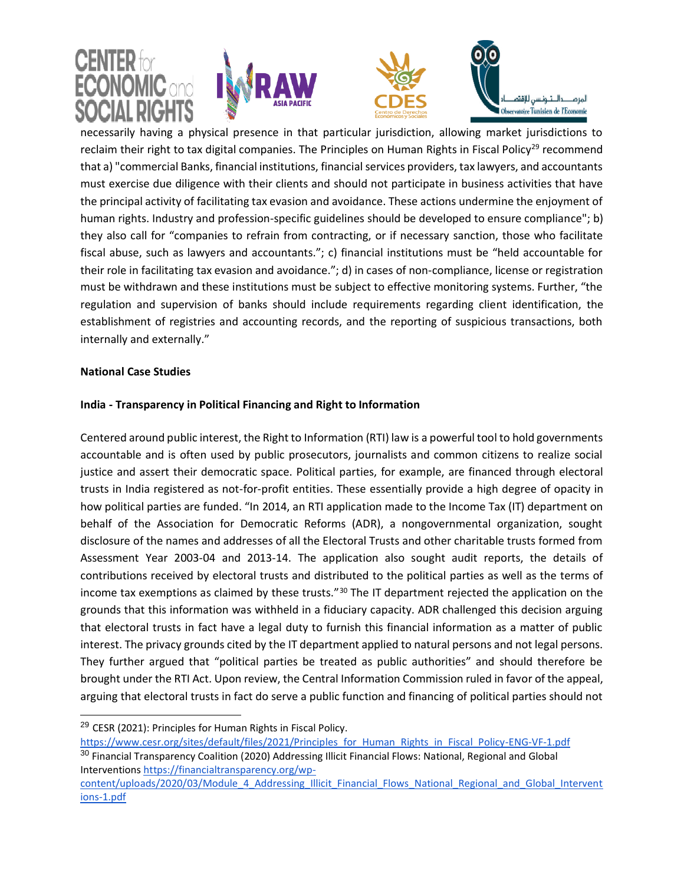necessarily having a physical presence in that particular jurisdiction, allowing market jurisdictions to reclaim their right to tax digital companies. The Principles on Human Rights in Fiscal Policy[29] recommend that a) "commercial Banks, financial institutions, financial services providers, tax lawyers, and accountants must exercise due diligence with their clients and should not participate in business activities that have the principal activity of facilitating tax evasion and avoidance. These actions undermine the enjoyment of human rights. Industry and profession-specific guidelines should be developed to ensure compliance"; b) they also call for "companies to refrain from contracting, or if necessary sanction, those who facilitate fiscal abuse, such as lawyers and accountants."; c) financial institutions must be "held accountable for their role in facilitating tax evasion and avoidance."; d) in cases of non-compliance, license or registration must be withdrawn and these institutions must be subject to effective monitoring systems. Further, "the regulation and supervision of banks should include requirements regarding client identification, the establishment of registries and accounting records, and the reporting of suspicious transactions, both internally and externally."

**National Case Studies**

**India - Transparency in Political Financing and Right to Information**

Centered around public interest, the Right to Information (RTI) law is a powerful tool to hold governments accountable and is often used by public prosecutors, journalists and common citizens to realize social justice and assert their democratic space. Political parties, for example, are financed through electoral trusts in India registered as not-for-profit entities. These essentially provide a high degree of opacity in how political parties are funded. "In 2014, an RTI application made to the Income Tax (IT) department on behalf of the Association for Democratic Reforms (ADR), a nongovernmental organization, sought disclosure of the names and addresses of all the Electoral Trusts and other charitable trusts formed from Assessment Year 2003-04 and 2013-14. The application also sought audit reports, the details of contributions received by electoral trusts and distributed to the political parties as well as the terms of income tax exemptions as claimed by these trusts."[30] The IT department rejected the application on the grounds that this information was withheld in a fiduciary capacity. ADR challenged this decision arguing that electoral trusts in fact have a legal duty to furnish this financial information as a matter of public interest. The privacy grounds cited by the IT department applied to natural persons and not legal persons. They further argued that "political parties be treated as public authorities" and should therefore be brought under the RTI Act. Upon review, the Central Information Commission ruled in favor of the appeal, arguing that electoral trusts in fact do serve a public function and financing of political parties should not

---

[29] CESR (2021): Principles for Human Rights in Fiscal Policy. https://www.cesr.org/sites/default/files/2021/Principles_for_Human_Rights_in_Fiscal_Policy-ENG-VF-1.pdf

[30] Financial Transparency Coalition (2020) Addressing Illicit Financial Flows: National, Regional and Global Interventions https://financialtransparency.org/wp-content/uploads/2020/03/Module_4_Addressing_Illicit_Financial_Flows_National_Regional_and_Global_Interventions-1.pdf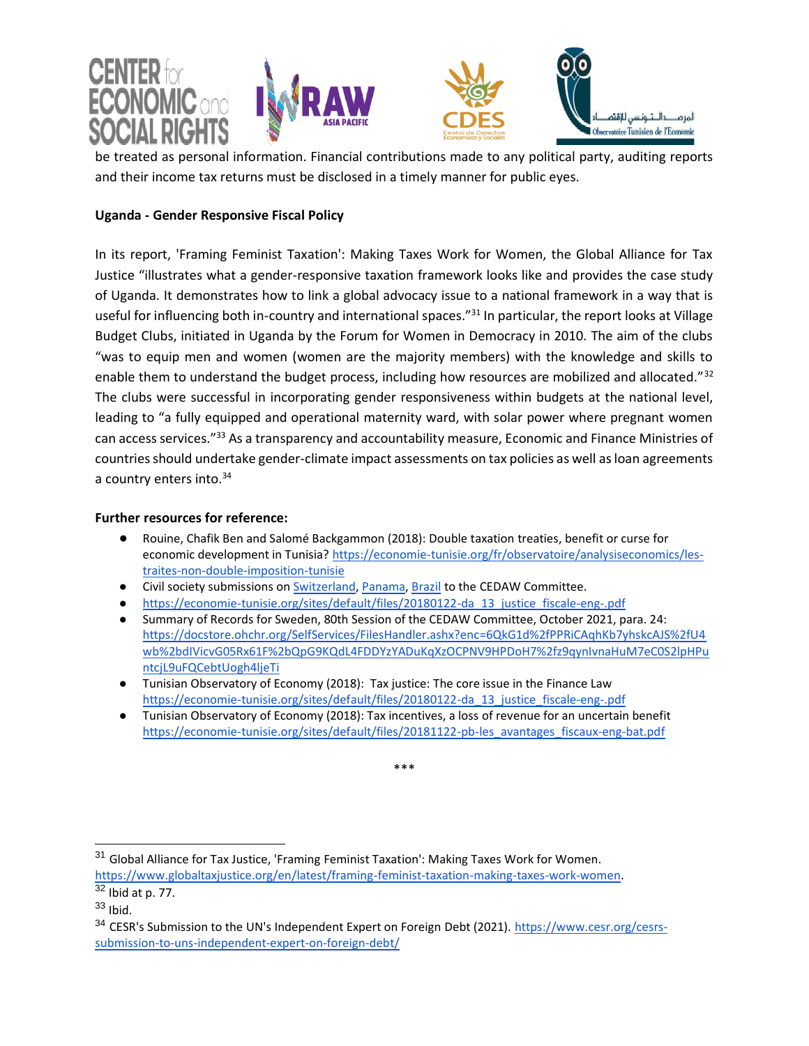be treated as personal information. Financial contributions made to any political party, auditing reports and their income tax returns must be disclosed in a timely manner for public eyes.

**Uganda - Gender Responsive Fiscal Policy**

In its report, 'Framing Feminist Taxation': Making Taxes Work for Women, the Global Alliance for Tax Justice "illustrates what a gender-responsive taxation framework looks like and provides the case study of Uganda. It demonstrates how to link a global advocacy issue to a national framework in a way that is useful for influencing both in-country and international spaces."[31] In particular, the report looks at Village Budget Clubs, initiated in Uganda by the Forum for Women in Democracy in 2010. The aim of the clubs "was to equip men and women (women are the majority members) with the knowledge and skills to enable them to understand the budget process, including how resources are mobilized and allocated."[32] The clubs were successful in incorporating gender responsiveness within budgets at the national level, leading to "a fully equipped and operational maternity ward, with solar power where pregnant women can access services."[33] As a transparency and accountability measure, Economic and Finance Ministries of countries should undertake gender-climate impact assessments on tax policies as well as loan agreements a country enters into.[34]

**Further resources for reference:**

- Rouine, Chafik Ben and Salomé Backgammon (2018): Double taxation treaties, benefit or curse for economic development in Tunisia? https://economie-tunisie.org/fr/observatoire/analysiseconomics/les-traites-non-double-imposition-tunisie
- Civil society submissions on Switzerland, Panama, Brazil to the CEDAW Committee.
- https://economie-tunisie.org/sites/default/files/20180122-da_13_justice_fiscale-eng-.pdf
- Summary of Records for Sweden, 80th Session of the CEDAW Committee, October 2021, para. 24: https://docstore.ohchr.org/SelfServices/FilesHandler.ashx?enc=6QkG1d%2fPPRiCAqhKb7yhskcAJS%2fU4wb%2bdIVicvG05Rx61F%2bQpG9KQdL4FDDYzYADuKqXzOCPNV9HPDoH7%2fz9qynlvnaHuM7eC0S2lpHPuntcjL9uFQCebtUogh4ljeTi
- Tunisian Observatory of Economy (2018): Tax justice: The core issue in the Finance Law https://economie-tunisie.org/sites/default/files/20180122-da_13_justice_fiscale-eng-.pdf
- Tunisian Observatory of Economy (2018): Tax incentives, a loss of revenue for an uncertain benefit https://economie-tunisie.org/sites/default/files/20181122-pb-les_avantages_fiscaux-eng-bat.pdf

\*\*\*

[31] Global Alliance for Tax Justice, 'Framing Feminist Taxation': Making Taxes Work for Women. https://www.globaltaxjustice.org/en/latest/framing-feminist-taxation-making-taxes-work-women.

[32] Ibid at p. 77.

[33] Ibid.

[34] CESR's Submission to the UN's Independent Expert on Foreign Debt (2021). https://www.cesr.org/cesrs-submission-to-uns-independent-expert-on-foreign-debt/